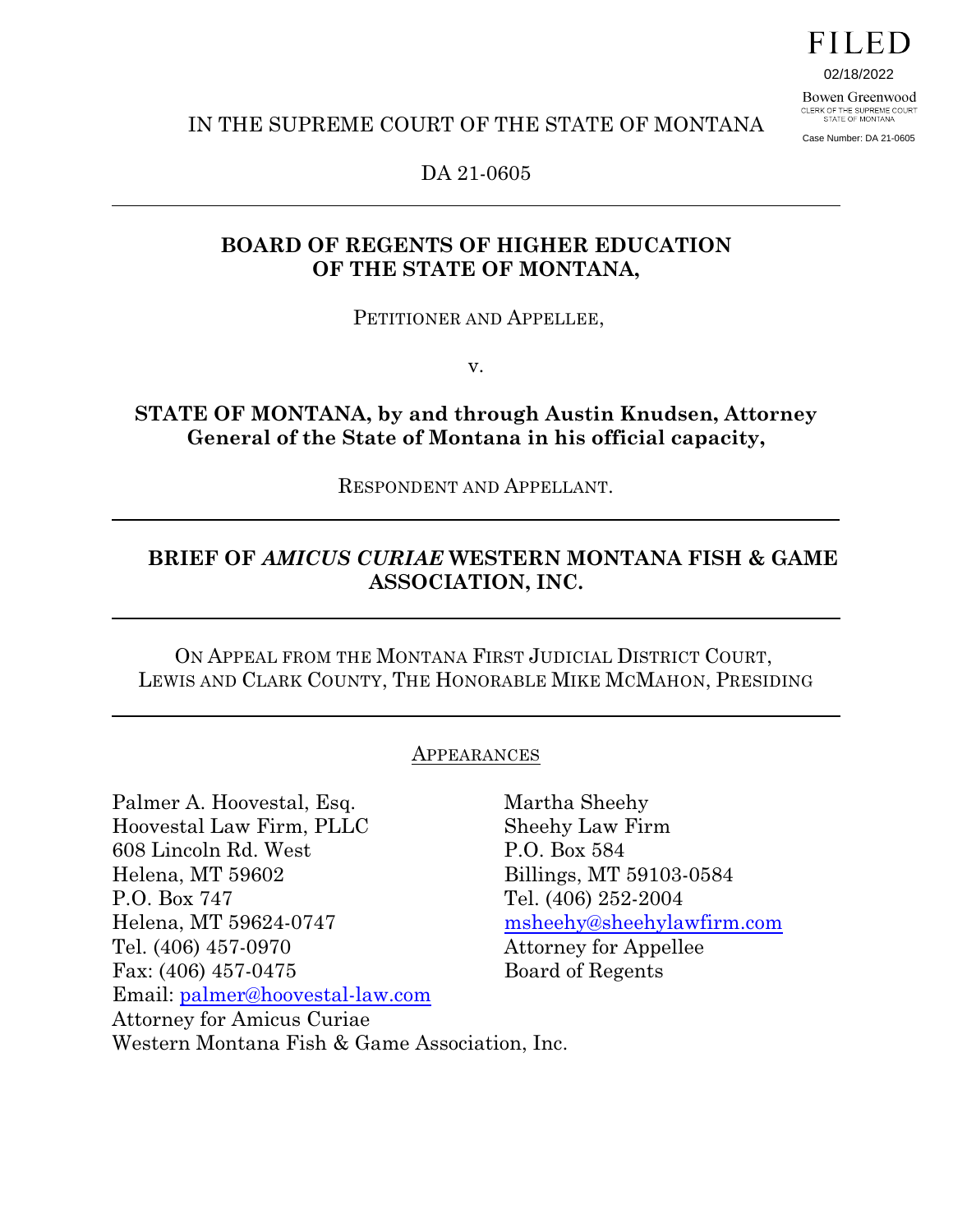FILED

02/18/2022

Bowen Greenwood
CLERK OF THE SUPREME COURT
STATE OF MONTANA

Case Number: DA 21-0605

IN THE SUPREME COURT OF THE STATE OF MONTANA

DA 21-0605

---

**BOARD OF REGENTS OF HIGHER EDUCATION OF THE STATE OF MONTANA,**

PETITIONER AND APPELLEE,

v.

**STATE OF MONTANA, by and through Austin Knudsen, Attorney General of the State of Montana in his official capacity,**

RESPONDENT AND APPELLANT.

---

**BRIEF OF *AMICUS CURIAE* WESTERN MONTANA FISH & GAME ASSOCIATION, INC.**

---

ON APPEAL FROM THE MONTANA FIRST JUDICIAL DISTRICT COURT, LEWIS AND CLARK COUNTY, THE HONORABLE MIKE MCMAHON, PRESIDING

---

APPEARANCES

Palmer A. Hoovestal, Esq.
Hoovestal Law Firm, PLLC
608 Lincoln Rd. West
Helena, MT 59602
P.O. Box 747
Helena, MT 59624-0747
Tel. (406) 457-0970
Fax: (406) 457-0475
Email: palmer@hoovestal-law.com
Attorney for Amicus Curiae
Western Montana Fish & Game Association, Inc.

Martha Sheehy
Sheehy Law Firm
P.O. Box 584
Billings, MT 59103-0584
Tel. (406) 252-2004
msheehy@sheehylawfirm.com
Attorney for Appellee
Board of Regents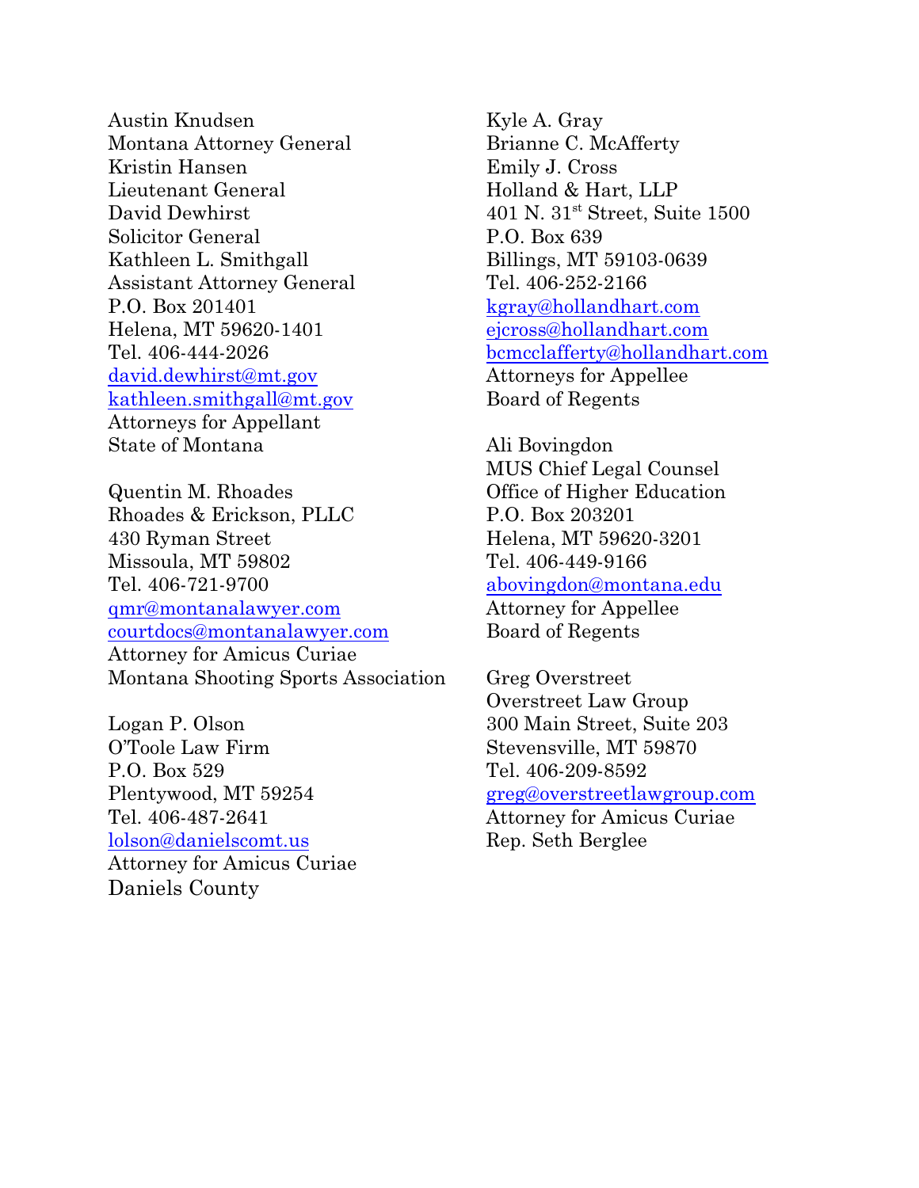Austin Knudsen
Montana Attorney General
Kristin Hansen
Lieutenant General
David Dewhirst
Solicitor General
Kathleen L. Smithgall
Assistant Attorney General
P.O. Box 201401
Helena, MT 59620-1401
Tel. 406-444-2026
david.dewhirst@mt.gov
kathleen.smithgall@mt.gov
Attorneys for Appellant
State of Montana

Quentin M. Rhoades
Rhoades & Erickson, PLLC
430 Ryman Street
Missoula, MT 59802
Tel. 406-721-9700
qmr@montanalawyer.com
courtdocs@montanalawyer.com
Attorney for Amicus Curiae
Montana Shooting Sports Association

Logan P. Olson
O'Toole Law Firm
P.O. Box 529
Plentywood, MT 59254
Tel. 406-487-2641
lolson@danielscomt.us
Attorney for Amicus Curiae
Daniels County

Kyle A. Gray
Brianne C. McAfferty
Emily J. Cross
Holland & Hart, LLP
401 N. 31st Street, Suite 1500
P.O. Box 639
Billings, MT 59103-0639
Tel. 406-252-2166
kgray@hollandhart.com
ejcross@hollandhart.com
bcmcclafferty@hollandhart.com
Attorneys for Appellee
Board of Regents

Ali Bovingdon
MUS Chief Legal Counsel
Office of Higher Education
P.O. Box 203201
Helena, MT 59620-3201
Tel. 406-449-9166
abovingdon@montana.edu
Attorney for Appellee
Board of Regents

Greg Overstreet
Overstreet Law Group
300 Main Street, Suite 203
Stevensville, MT 59870
Tel. 406-209-8592
greg@overstreetlawgroup.com
Attorney for Amicus Curiae
Rep. Seth Berglee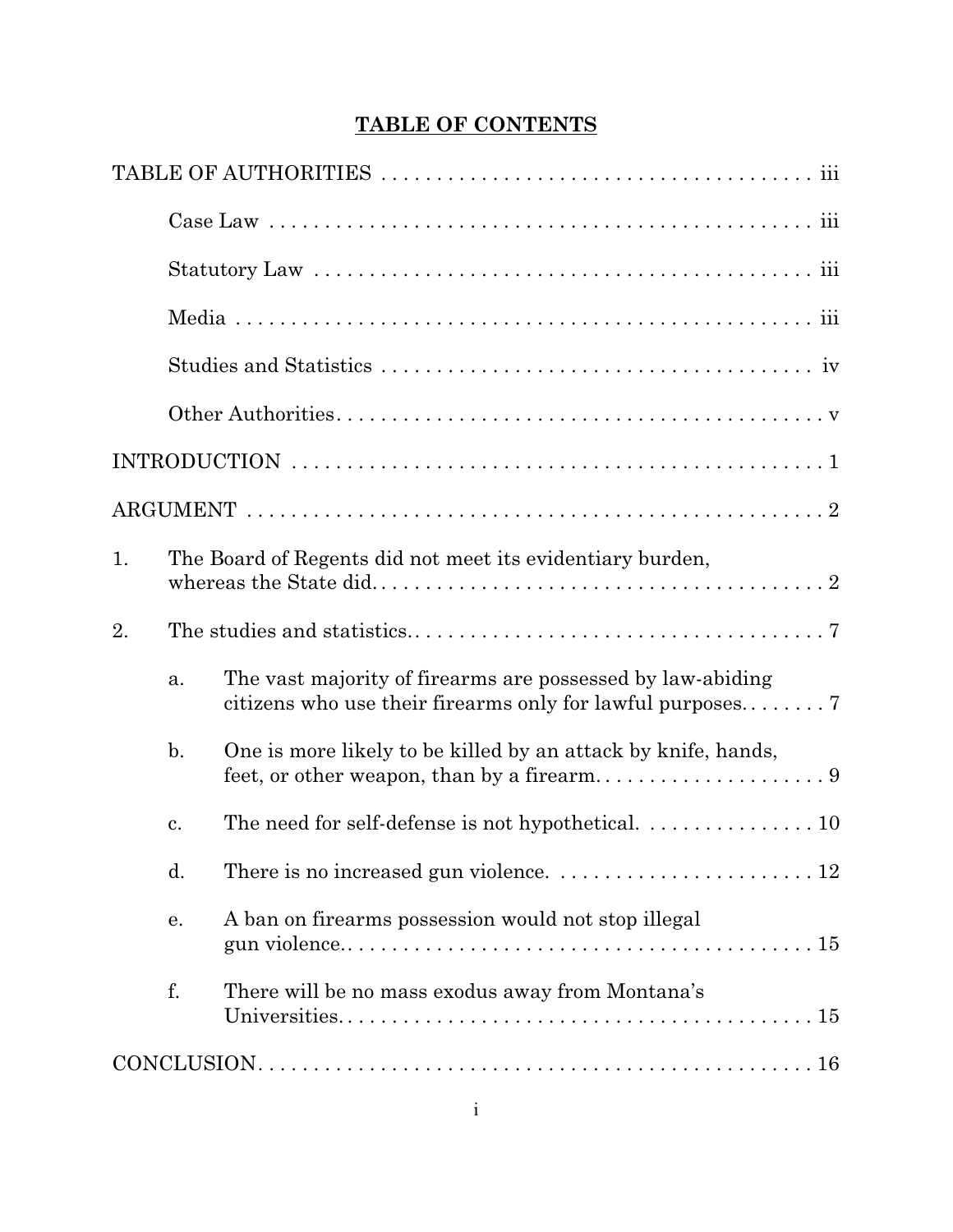# TABLE OF CONTENTS

TABLE OF AUTHORITIES . . . . . . . . . . . . . . . . . . . . . . . . . . . . . . . . . . . . . . . . iii

Case Law . . . . . . . . . . . . . . . . . . . . . . . . . . . . . . . . . . . . . . . . . . . . . . . . . iii

Statutory Law . . . . . . . . . . . . . . . . . . . . . . . . . . . . . . . . . . . . . . . . . . . . . iii

Media . . . . . . . . . . . . . . . . . . . . . . . . . . . . . . . . . . . . . . . . . . . . . . . . . . . iii

Studies and Statistics . . . . . . . . . . . . . . . . . . . . . . . . . . . . . . . . . . . . . . . iv

Other Authorities. . . . . . . . . . . . . . . . . . . . . . . . . . . . . . . . . . . . . . . . . . . . v

INTRODUCTION . . . . . . . . . . . . . . . . . . . . . . . . . . . . . . . . . . . . . . . . . . . . . 1

ARGUMENT . . . . . . . . . . . . . . . . . . . . . . . . . . . . . . . . . . . . . . . . . . . . . . . . 2

1. The Board of Regents did not meet its evidentiary burden, whereas the State did. . . . . . . . . . . . . . . . . . . . . . . . . . . . . . . . . . . . . . . . 2

2. The studies and statistics. . . . . . . . . . . . . . . . . . . . . . . . . . . . . . . . . . . . . 7

   a. The vast majority of firearms are possessed by law-abiding citizens who use their firearms only for lawful purposes. . . . . . . . 7

   b. One is more likely to be killed by an attack by knife, hands, feet, or other weapon, than by a firearm. . . . . . . . . . . . . . . . . . . . . 9

   c. The need for self-defense is not hypothetical. . . . . . . . . . . . . . . . 10

   d. There is no increased gun violence. . . . . . . . . . . . . . . . . . . . . . . . 12

   e. A ban on firearms possession would not stop illegal gun violence.. . . . . . . . . . . . . . . . . . . . . . . . . . . . . . . . . . . . . . . . . . 15

   f. There will be no mass exodus away from Montana's Universities. . . . . . . . . . . . . . . . . . . . . . . . . . . . . . . . . . . . . . . . . . . 15

CONCLUSION. . . . . . . . . . . . . . . . . . . . . . . . . . . . . . . . . . . . . . . . . . . . . . . . 16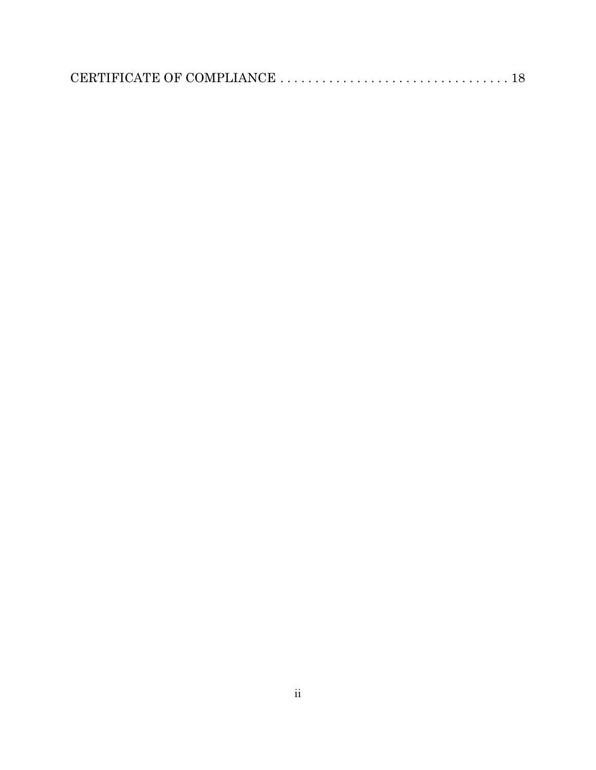CERTIFICATE OF COMPLIANCE . . . . . . . . . . . . . . . . . . . . . . . . . . . . . . . . . 18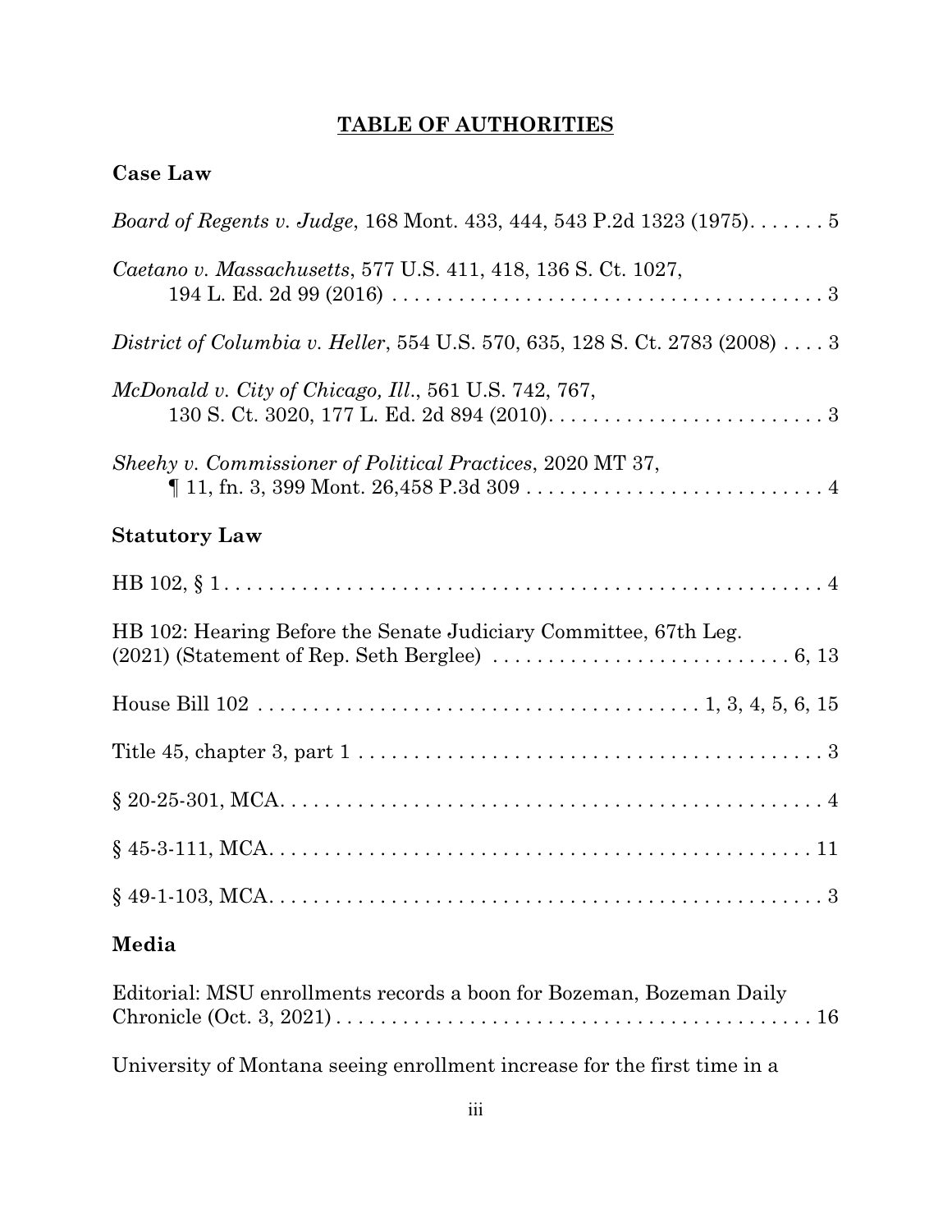## TABLE OF AUTHORITIES

### Case Law

*Board of Regents v. Judge*, 168 Mont. 433, 444, 543 P.2d 1323 (1975). . . . . . . 5

*Caetano v. Massachusetts*, 577 U.S. 411, 418, 136 S. Ct. 1027, 194 L. Ed. 2d 99 (2016) . . . . . . . . . . . . . . . . . . . . . . . . . . . . . . . . . . . . . . . 3

*District of Columbia v. Heller*, 554 U.S. 570, 635, 128 S. Ct. 2783 (2008) . . . . 3

*McDonald v. City of Chicago, Ill.*, 561 U.S. 742, 767, 130 S. Ct. 3020, 177 L. Ed. 2d 894 (2010). . . . . . . . . . . . . . . . . . . . . . . . . 3

*Sheehy v. Commissioner of Political Practices*, 2020 MT 37, ¶ 11, fn. 3, 399 Mont. 26,458 P.3d 309 . . . . . . . . . . . . . . . . . . . . . . . . . . . 4

### Statutory Law

HB 102, § 1 . . . . . . . . . . . . . . . . . . . . . . . . . . . . . . . . . . . . . . . . . . . . . . . . . . . . 4

HB 102: Hearing Before the Senate Judiciary Committee, 67th Leg. (2021) (Statement of Rep. Seth Berglee) . . . . . . . . . . . . . . . . . . . . . . . . . . 6, 13

House Bill 102 . . . . . . . . . . . . . . . . . . . . . . . . . . . . . . . . . . . . . . . 1, 3, 4, 5, 6, 15

Title 45, chapter 3, part 1 . . . . . . . . . . . . . . . . . . . . . . . . . . . . . . . . . . . . . . . . . . 3

§ 20-25-301, MCA. . . . . . . . . . . . . . . . . . . . . . . . . . . . . . . . . . . . . . . . . . . . . . . . 4

§ 45-3-111, MCA. . . . . . . . . . . . . . . . . . . . . . . . . . . . . . . . . . . . . . . . . . . . . . . . 11

§ 49-1-103, MCA. . . . . . . . . . . . . . . . . . . . . . . . . . . . . . . . . . . . . . . . . . . . . . . . 3

### Media

Editorial: MSU enrollments records a boon for Bozeman, Bozeman Daily Chronicle (Oct. 3, 2021) . . . . . . . . . . . . . . . . . . . . . . . . . . . . . . . . . . . . . . . . . . 16

University of Montana seeing enrollment increase for the first time in a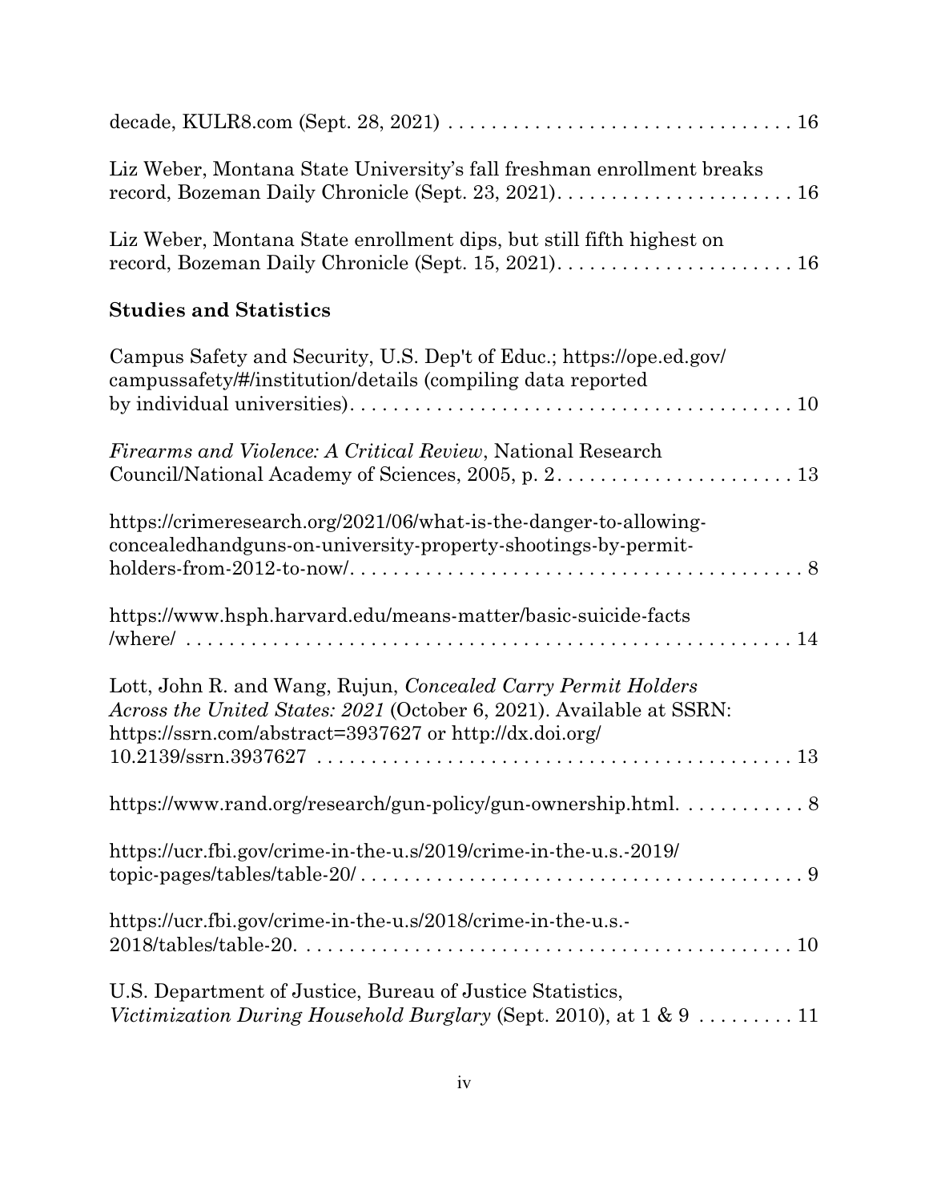decade, KULR8.com (Sept. 28, 2021) . . . . . . . . . . . . . . . . . . . . . . . . . . . . . . . 16

Liz Weber, Montana State University's fall freshman enrollment breaks record, Bozeman Daily Chronicle (Sept. 23, 2021). . . . . . . . . . . . . . . . . . . . . . 16

Liz Weber, Montana State enrollment dips, but still fifth highest on record, Bozeman Daily Chronicle (Sept. 15, 2021). . . . . . . . . . . . . . . . . . . . . . 16

**Studies and Statistics**

Campus Safety and Security, U.S. Dep't of Educ.; https://ope.ed.gov/campussafety/#/institution/details (compiling data reported by individual universities). . . . . . . . . . . . . . . . . . . . . . . . . . . . . . . . . . . . . . . . 10

*Firearms and Violence: A Critical Review*, National Research Council/National Academy of Sciences, 2005, p. 2. . . . . . . . . . . . . . . . . . . . . . 13

https://crimeresearch.org/2021/06/what-is-the-danger-to-allowing-concealedhandguns-on-university-property-shootings-by-permit-holders-from-2012-to-now/. . . . . . . . . . . . . . . . . . . . . . . . . . . . . . . . . . . . . . . . . 8

https://www.hsph.harvard.edu/means-matter/basic-suicide-facts/where/ . . . . . . . . . . . . . . . . . . . . . . . . . . . . . . . . . . . . . . . . . . . . . . . . . . . . . 14

Lott, John R. and Wang, Rujun, *Concealed Carry Permit Holders Across the United States: 2021* (October 6, 2021). Available at SSRN: https://ssrn.com/abstract=3937627 or http://dx.doi.org/10.2139/ssrn.3937627 . . . . . . . . . . . . . . . . . . . . . . . . . . . . . . . . . . . . . . . . . . . . 13

https://www.rand.org/research/gun-policy/gun-ownership.html. . . . . . . . . . . . 8

https://ucr.fbi.gov/crime-in-the-u.s/2019/crime-in-the-u.s.-2019/topic-pages/tables/table-20/ . . . . . . . . . . . . . . . . . . . . . . . . . . . . . . . . . . . . . . . . 9

https://ucr.fbi.gov/crime-in-the-u.s/2018/crime-in-the-u.s.-2018/tables/table-20. . . . . . . . . . . . . . . . . . . . . . . . . . . . . . . . . . . . . . . . . . . . . . 10

U.S. Department of Justice, Bureau of Justice Statistics, *Victimization During Household Burglary* (Sept. 2010), at 1 & 9 . . . . . . . . . 11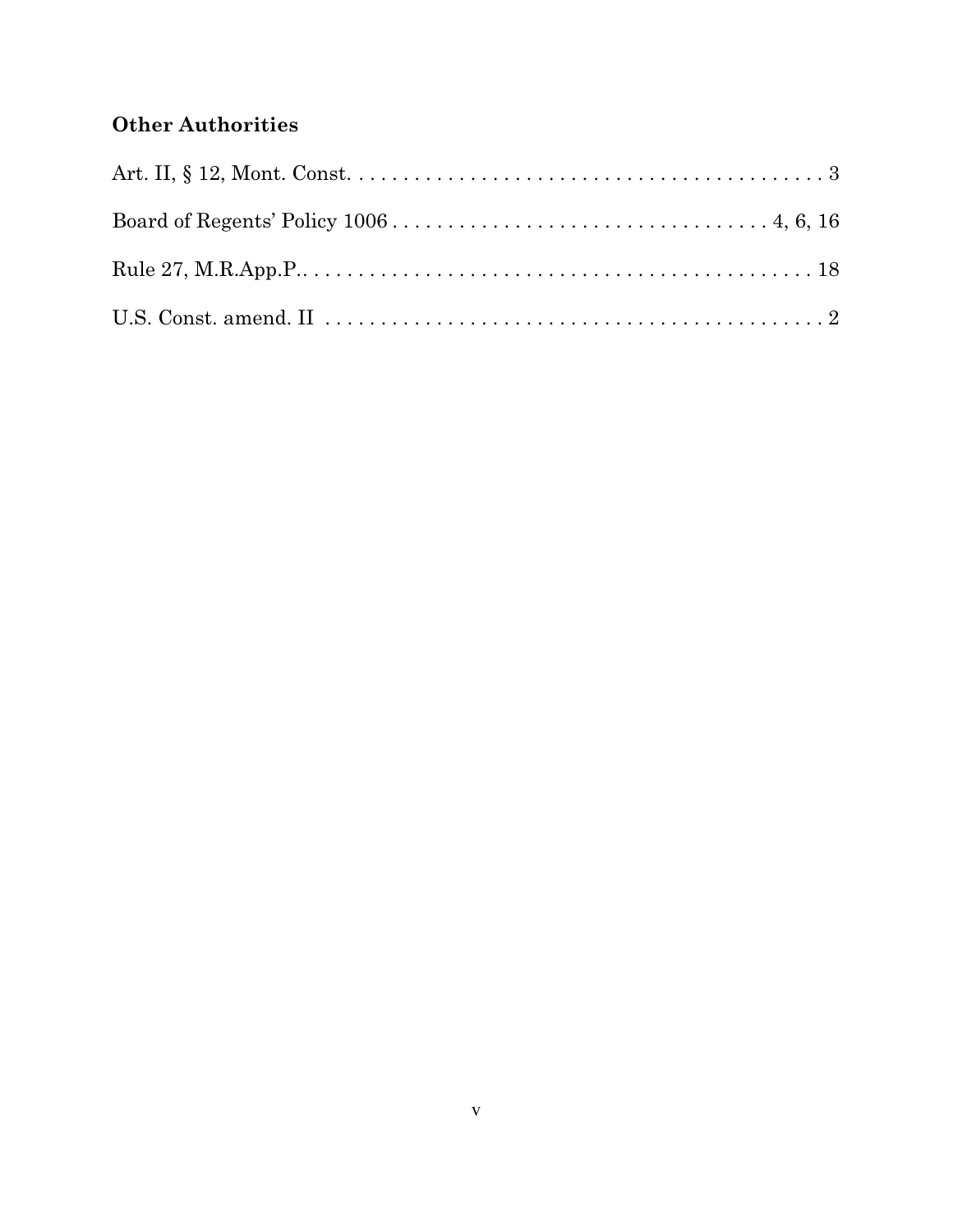### Other Authorities

Art. II, § 12, Mont. Const. . . . . . . . . . . . . . . . . . . . . . . . . . . . . . . . . . . . . . . . . . . 3

Board of Regents' Policy 1006 . . . . . . . . . . . . . . . . . . . . . . . . . . . . . . . . . . 4, 6, 16

Rule 27, M.R.App.P.. . . . . . . . . . . . . . . . . . . . . . . . . . . . . . . . . . . . . . . . . . . . . 18

U.S. Const. amend. II . . . . . . . . . . . . . . . . . . . . . . . . . . . . . . . . . . . . . . . . . . . . . 2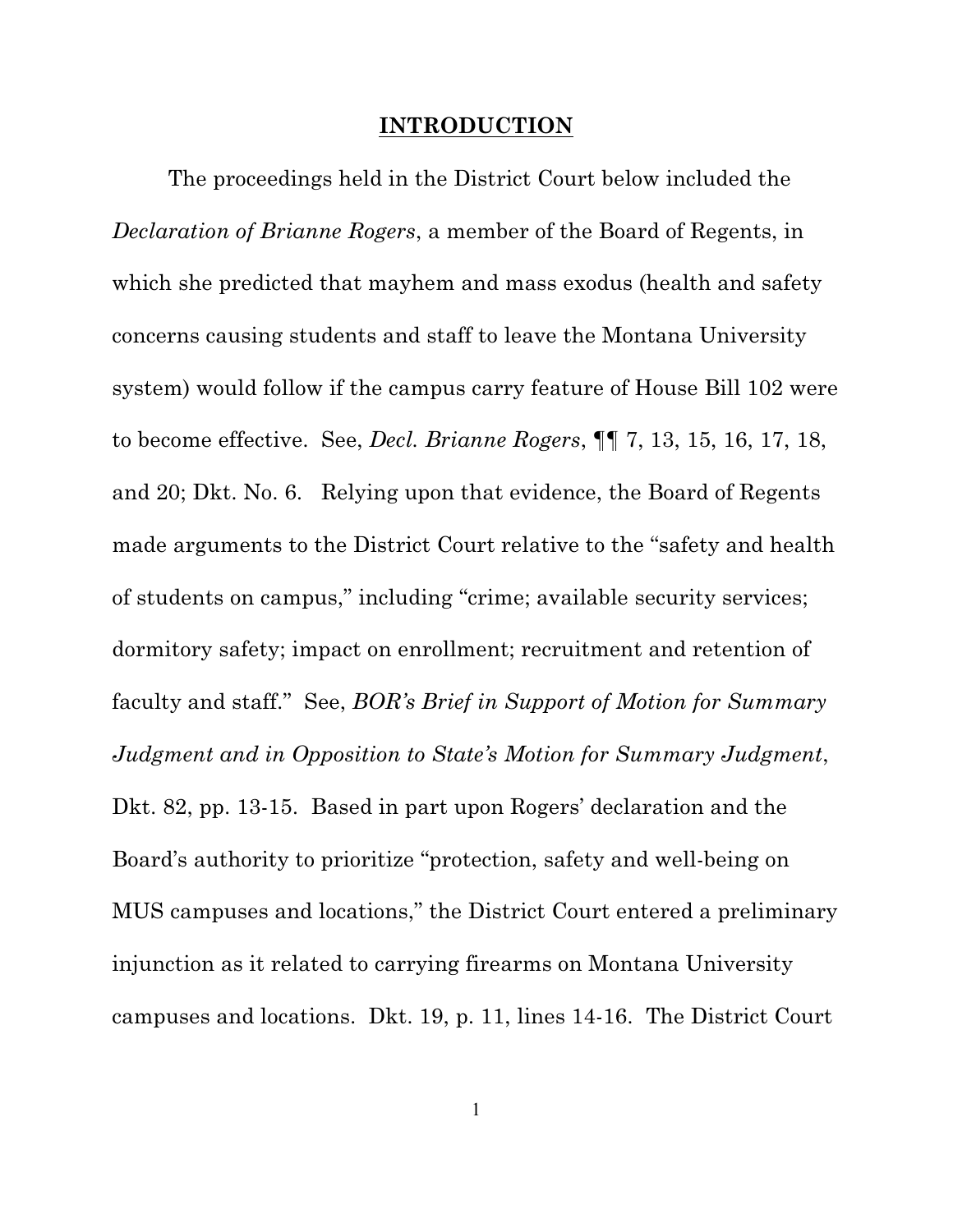# INTRODUCTION

The proceedings held in the District Court below included the *Declaration of Brianne Rogers*, a member of the Board of Regents, in which she predicted that mayhem and mass exodus (health and safety concerns causing students and staff to leave the Montana University system) would follow if the campus carry feature of House Bill 102 were to become effective. See, *Decl. Brianne Rogers*, ¶¶ 7, 13, 15, 16, 17, 18, and 20; Dkt. No. 6. Relying upon that evidence, the Board of Regents made arguments to the District Court relative to the "safety and health of students on campus," including "crime; available security services; dormitory safety; impact on enrollment; recruitment and retention of faculty and staff." See, *BOR's Brief in Support of Motion for Summary Judgment and in Opposition to State's Motion for Summary Judgment*, Dkt. 82, pp. 13-15. Based in part upon Rogers' declaration and the Board's authority to prioritize "protection, safety and well-being on MUS campuses and locations," the District Court entered a preliminary injunction as it related to carrying firearms on Montana University campuses and locations. Dkt. 19, p. 11, lines 14-16. The District Court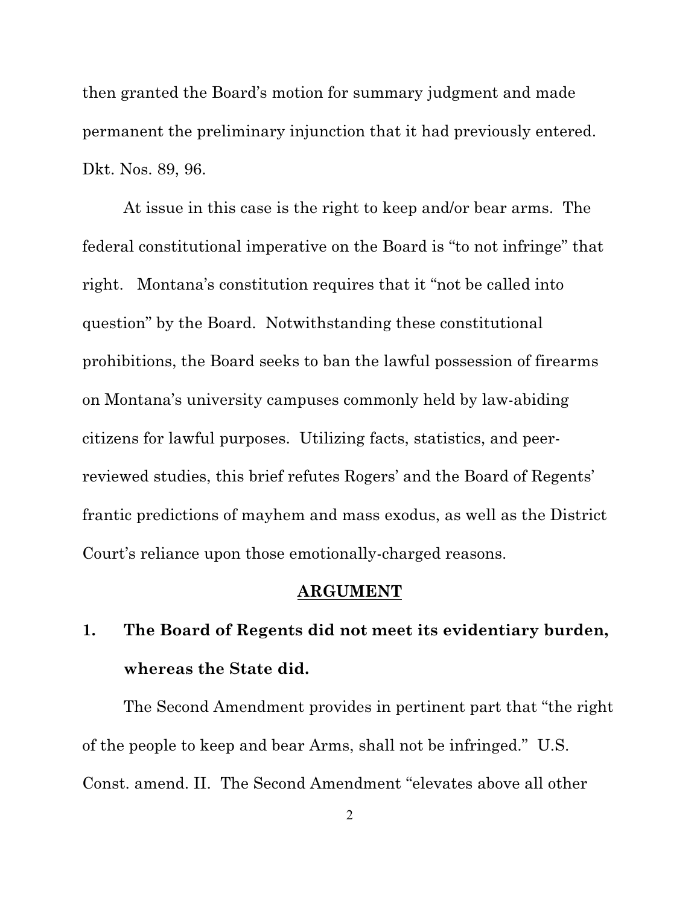then granted the Board's motion for summary judgment and made permanent the preliminary injunction that it had previously entered. Dkt. Nos. 89, 96.

At issue in this case is the right to keep and/or bear arms. The federal constitutional imperative on the Board is "to not infringe" that right. Montana's constitution requires that it "not be called into question" by the Board. Notwithstanding these constitutional prohibitions, the Board seeks to ban the lawful possession of firearms on Montana's university campuses commonly held by law-abiding citizens for lawful purposes. Utilizing facts, statistics, and peer-reviewed studies, this brief refutes Rogers' and the Board of Regents' frantic predictions of mayhem and mass exodus, as well as the District Court's reliance upon those emotionally-charged reasons.

## ARGUMENT

### 1. The Board of Regents did not meet its evidentiary burden, whereas the State did.

The Second Amendment provides in pertinent part that "the right of the people to keep and bear Arms, shall not be infringed." U.S. Const. amend. II. The Second Amendment "elevates above all other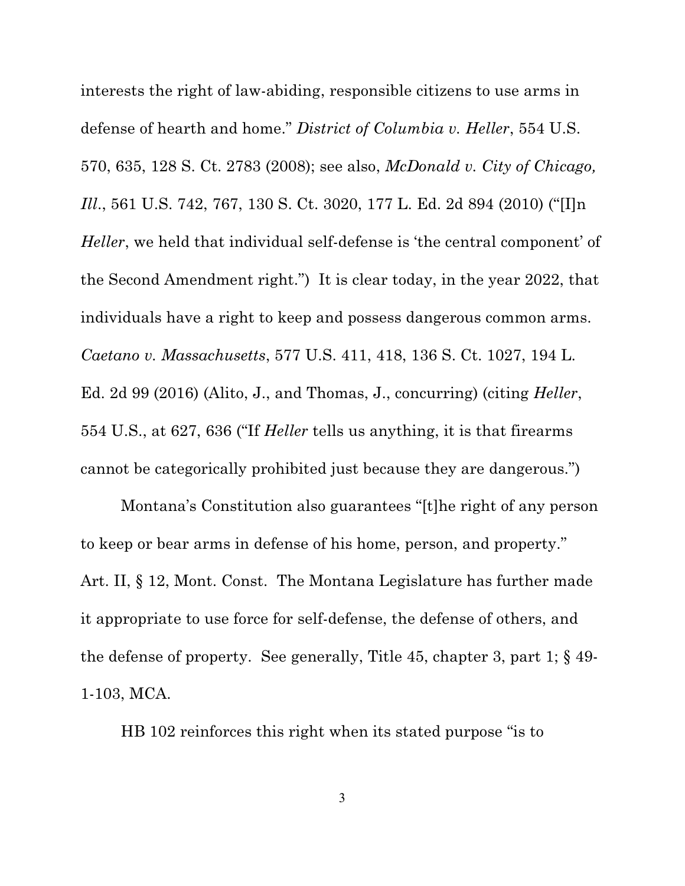interests the right of law-abiding, responsible citizens to use arms in defense of hearth and home." *District of Columbia v. Heller*, 554 U.S. 570, 635, 128 S. Ct. 2783 (2008); see also, *McDonald v. City of Chicago, Ill.*, 561 U.S. 742, 767, 130 S. Ct. 3020, 177 L. Ed. 2d 894 (2010) ("[I]n *Heller*, we held that individual self-defense is 'the central component' of the Second Amendment right.") It is clear today, in the year 2022, that individuals have a right to keep and possess dangerous common arms. *Caetano v. Massachusetts*, 577 U.S. 411, 418, 136 S. Ct. 1027, 194 L. Ed. 2d 99 (2016) (Alito, J., and Thomas, J., concurring) (citing *Heller*, 554 U.S., at 627, 636 ("If *Heller* tells us anything, it is that firearms cannot be categorically prohibited just because they are dangerous.")

Montana's Constitution also guarantees "[t]he right of any person to keep or bear arms in defense of his home, person, and property." Art. II, § 12, Mont. Const. The Montana Legislature has further made it appropriate to use force for self-defense, the defense of others, and the defense of property. See generally, Title 45, chapter 3, part 1; § 49-1-103, MCA.

HB 102 reinforces this right when its stated purpose "is to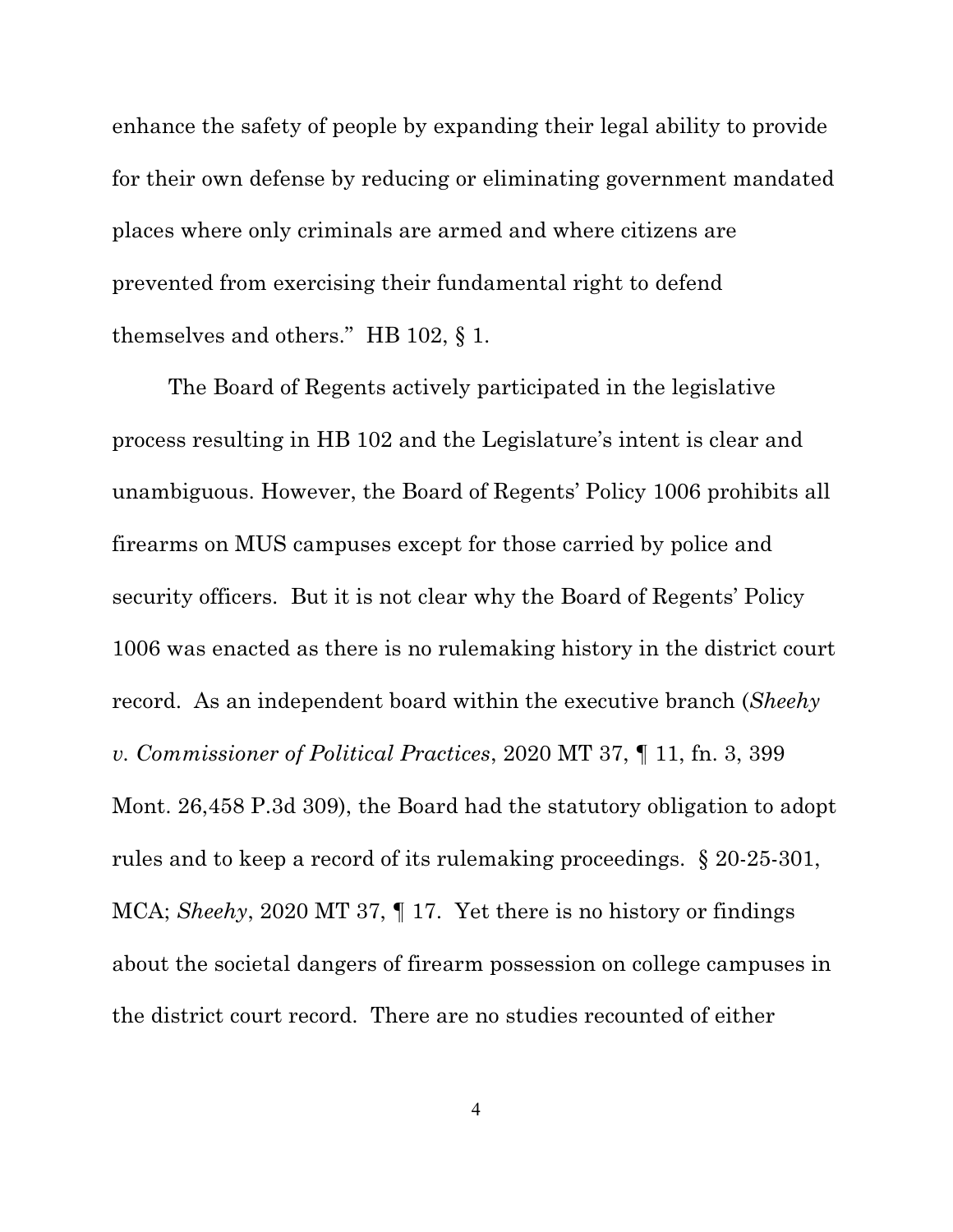enhance the safety of people by expanding their legal ability to provide for their own defense by reducing or eliminating government mandated places where only criminals are armed and where citizens are prevented from exercising their fundamental right to defend themselves and others." HB 102, § 1.

The Board of Regents actively participated in the legislative process resulting in HB 102 and the Legislature's intent is clear and unambiguous. However, the Board of Regents' Policy 1006 prohibits all firearms on MUS campuses except for those carried by police and security officers. But it is not clear why the Board of Regents' Policy 1006 was enacted as there is no rulemaking history in the district court record. As an independent board within the executive branch (*Sheehy v. Commissioner of Political Practices*, 2020 MT 37, ¶ 11, fn. 3, 399 Mont. 26,458 P.3d 309), the Board had the statutory obligation to adopt rules and to keep a record of its rulemaking proceedings. § 20-25-301, MCA; *Sheehy*, 2020 MT 37, ¶ 17. Yet there is no history or findings about the societal dangers of firearm possession on college campuses in the district court record. There are no studies recounted of either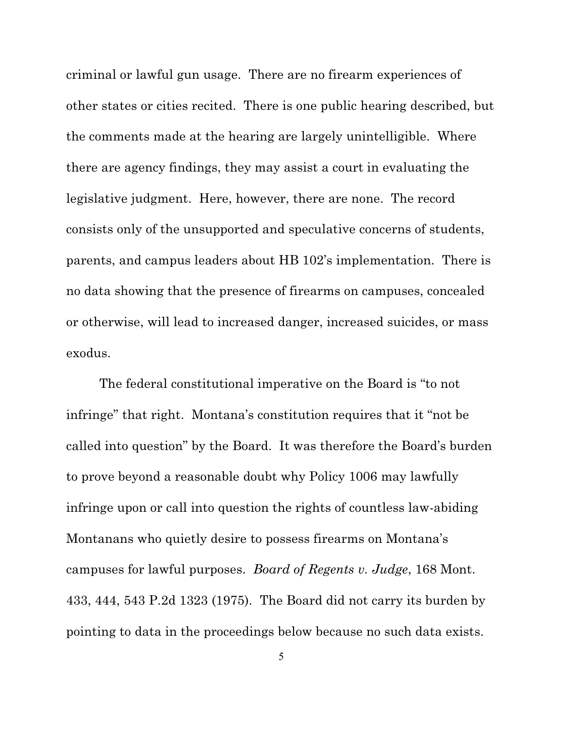criminal or lawful gun usage. There are no firearm experiences of other states or cities recited. There is one public hearing described, but the comments made at the hearing are largely unintelligible. Where there are agency findings, they may assist a court in evaluating the legislative judgment. Here, however, there are none. The record consists only of the unsupported and speculative concerns of students, parents, and campus leaders about HB 102's implementation. There is no data showing that the presence of firearms on campuses, concealed or otherwise, will lead to increased danger, increased suicides, or mass exodus.

The federal constitutional imperative on the Board is "to not infringe" that right. Montana's constitution requires that it "not be called into question" by the Board. It was therefore the Board's burden to prove beyond a reasonable doubt why Policy 1006 may lawfully infringe upon or call into question the rights of countless law-abiding Montanans who quietly desire to possess firearms on Montana's campuses for lawful purposes. *Board of Regents v. Judge*, 168 Mont. 433, 444, 543 P.2d 1323 (1975). The Board did not carry its burden by pointing to data in the proceedings below because no such data exists.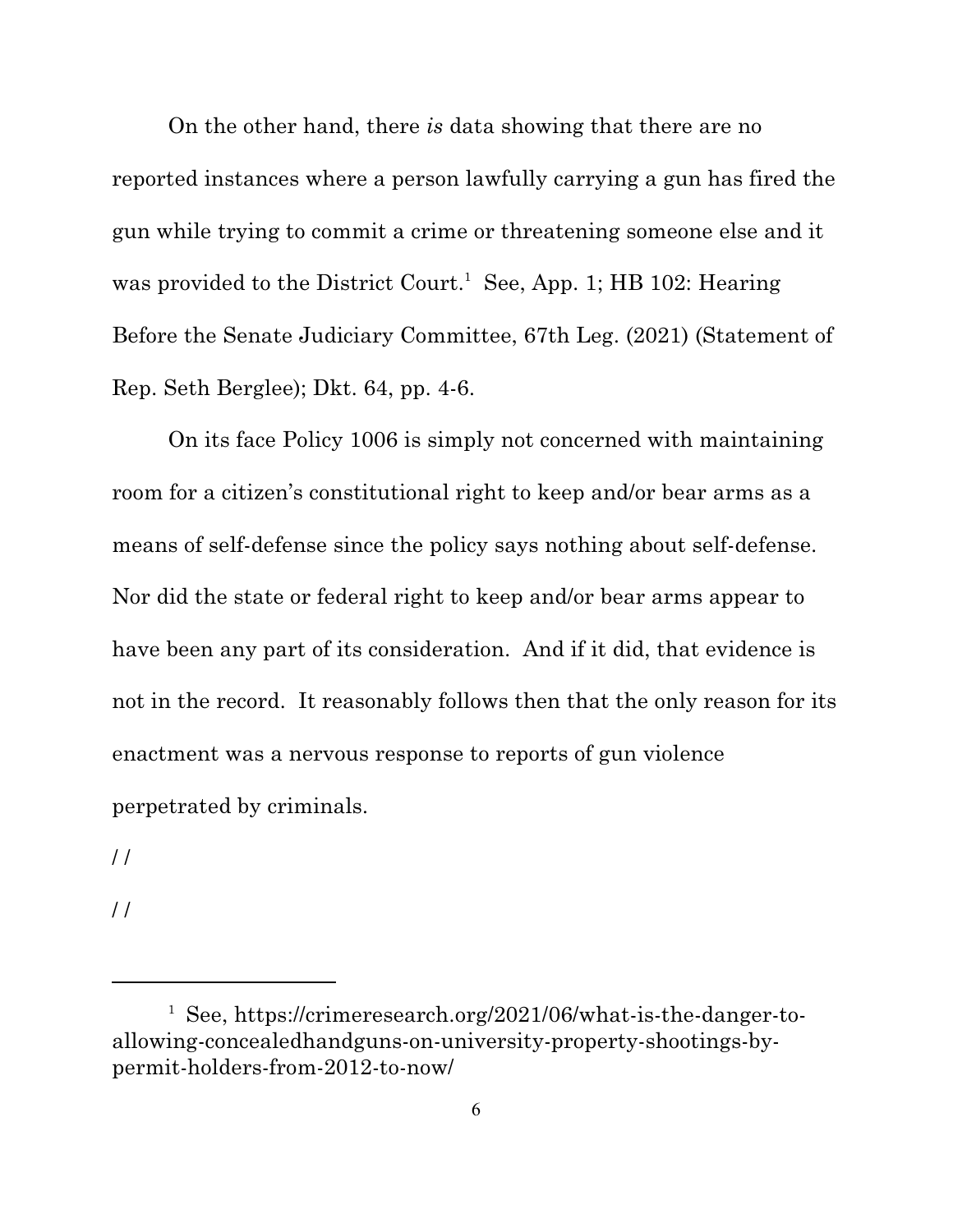On the other hand, there *is* data showing that there are no reported instances where a person lawfully carrying a gun has fired the gun while trying to commit a crime or threatening someone else and it was provided to the District Court.[1] See, App. 1; HB 102: Hearing Before the Senate Judiciary Committee, 67th Leg. (2021) (Statement of Rep. Seth Berglee); Dkt. 64, pp. 4-6.

On its face Policy 1006 is simply not concerned with maintaining room for a citizen's constitutional right to keep and/or bear arms as a means of self-defense since the policy says nothing about self-defense. Nor did the state or federal right to keep and/or bear arms appear to have been any part of its consideration. And if it did, that evidence is not in the record. It reasonably follows then that the only reason for its enactment was a nervous response to reports of gun violence perpetrated by criminals.

/ /

/ /

---

[1] See, https://crimeresearch.org/2021/06/what-is-the-danger-to-allowing-concealedhandguns-on-university-property-shootings-by-permit-holders-from-2012-to-now/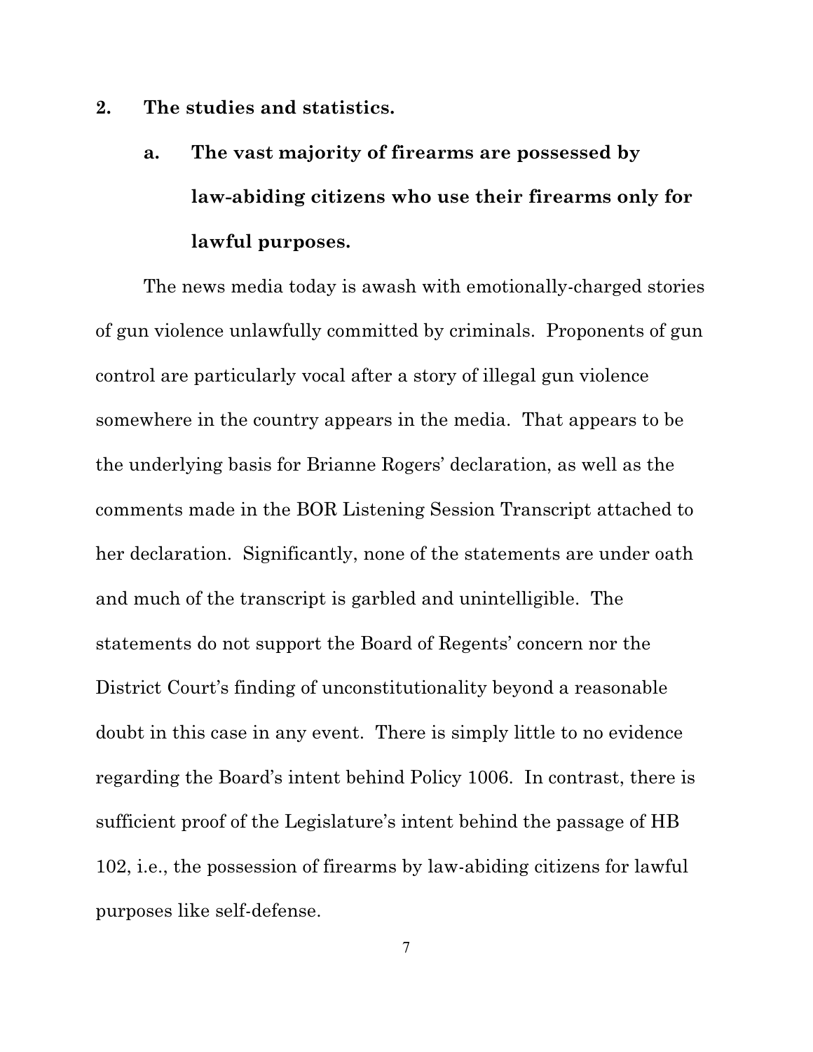## 2. The studies and statistics.

### a. The vast majority of firearms are possessed by law-abiding citizens who use their firearms only for lawful purposes.

The news media today is awash with emotionally-charged stories of gun violence unlawfully committed by criminals. Proponents of gun control are particularly vocal after a story of illegal gun violence somewhere in the country appears in the media. That appears to be the underlying basis for Brianne Rogers' declaration, as well as the comments made in the BOR Listening Session Transcript attached to her declaration. Significantly, none of the statements are under oath and much of the transcript is garbled and unintelligible. The statements do not support the Board of Regents' concern nor the District Court's finding of unconstitutionality beyond a reasonable doubt in this case in any event. There is simply little to no evidence regarding the Board's intent behind Policy 1006. In contrast, there is sufficient proof of the Legislature's intent behind the passage of HB 102, i.e., the possession of firearms by law-abiding citizens for lawful purposes like self-defense.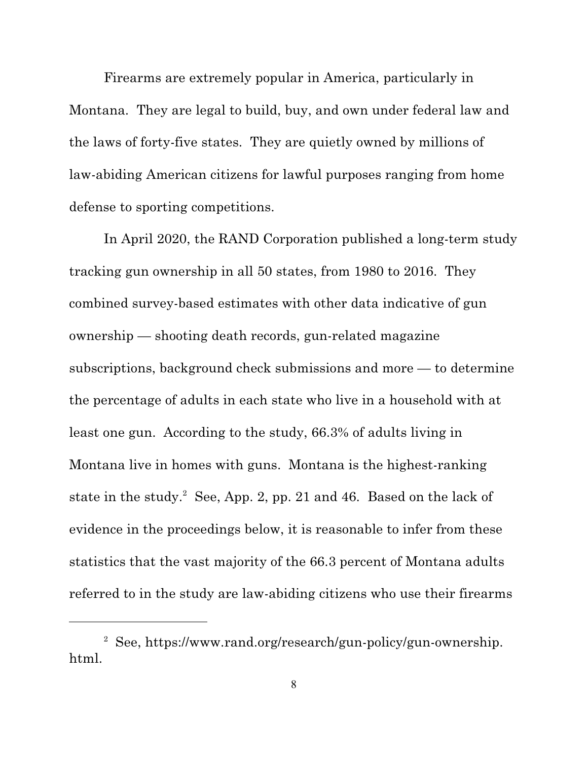Firearms are extremely popular in America, particularly in Montana. They are legal to build, buy, and own under federal law and the laws of forty-five states. They are quietly owned by millions of law-abiding American citizens for lawful purposes ranging from home defense to sporting competitions.

In April 2020, the RAND Corporation published a long-term study tracking gun ownership in all 50 states, from 1980 to 2016. They combined survey-based estimates with other data indicative of gun ownership — shooting death records, gun-related magazine subscriptions, background check submissions and more — to determine the percentage of adults in each state who live in a household with at least one gun. According to the study, 66.3% of adults living in Montana live in homes with guns. Montana is the highest-ranking state in the study.[2] See, App. 2, pp. 21 and 46. Based on the lack of evidence in the proceedings below, it is reasonable to infer from these statistics that the vast majority of the 66.3 percent of Montana adults referred to in the study are law-abiding citizens who use their firearms

---

[2] See, https://www.rand.org/research/gun-policy/gun-ownership.html.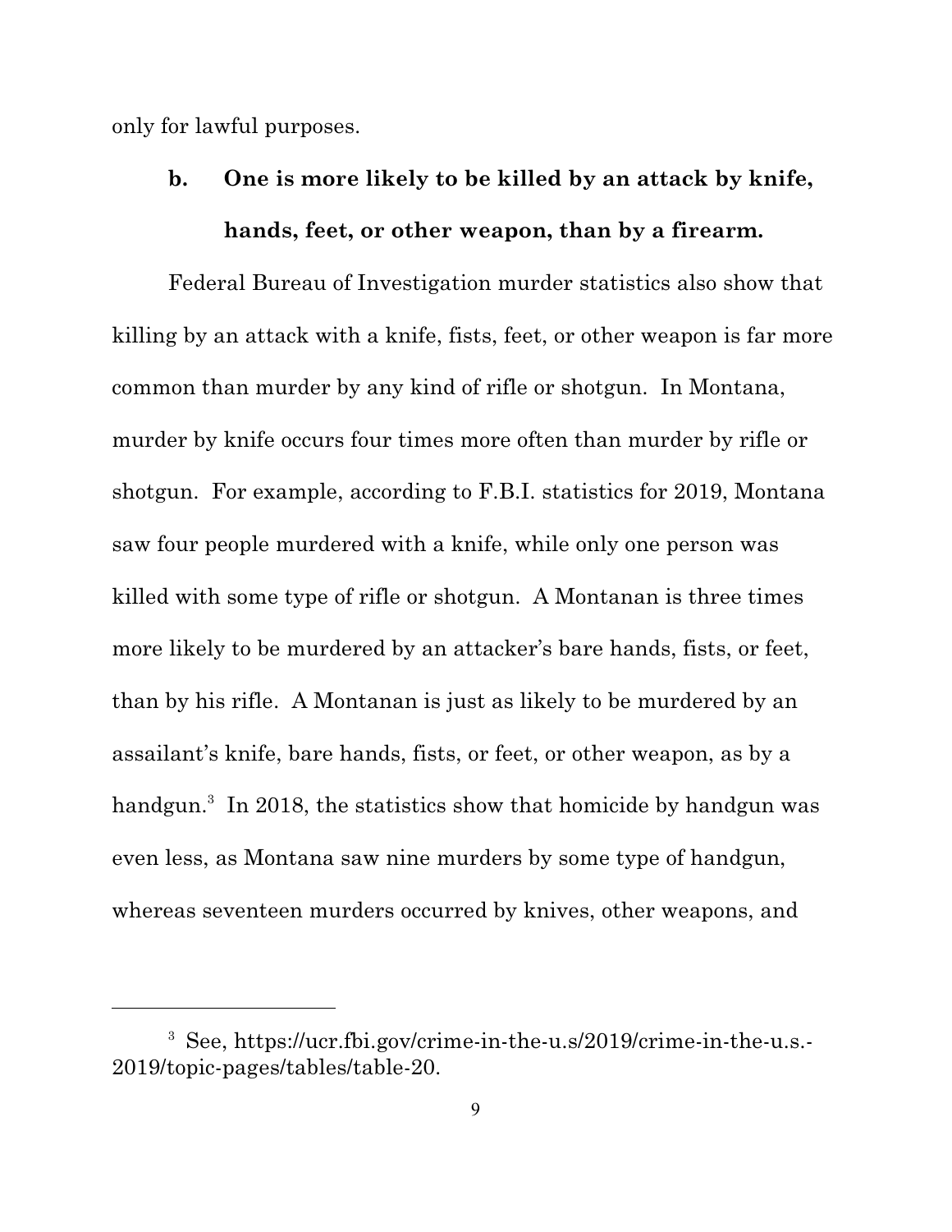only for lawful purposes.

### b. One is more likely to be killed by an attack by knife, hands, feet, or other weapon, than by a firearm.

Federal Bureau of Investigation murder statistics also show that killing by an attack with a knife, fists, feet, or other weapon is far more common than murder by any kind of rifle or shotgun. In Montana, murder by knife occurs four times more often than murder by rifle or shotgun. For example, according to F.B.I. statistics for 2019, Montana saw four people murdered with a knife, while only one person was killed with some type of rifle or shotgun. A Montanan is three times more likely to be murdered by an attacker's bare hands, fists, or feet, than by his rifle. A Montanan is just as likely to be murdered by an assailant's knife, bare hands, fists, or feet, or other weapon, as by a handgun.[3] In 2018, the statistics show that homicide by handgun was even less, as Montana saw nine murders by some type of handgun, whereas seventeen murders occurred by knives, other weapons, and

[3] See, https://ucr.fbi.gov/crime-in-the-u.s/2019/crime-in-the-u.s.-2019/topic-pages/tables/table-20.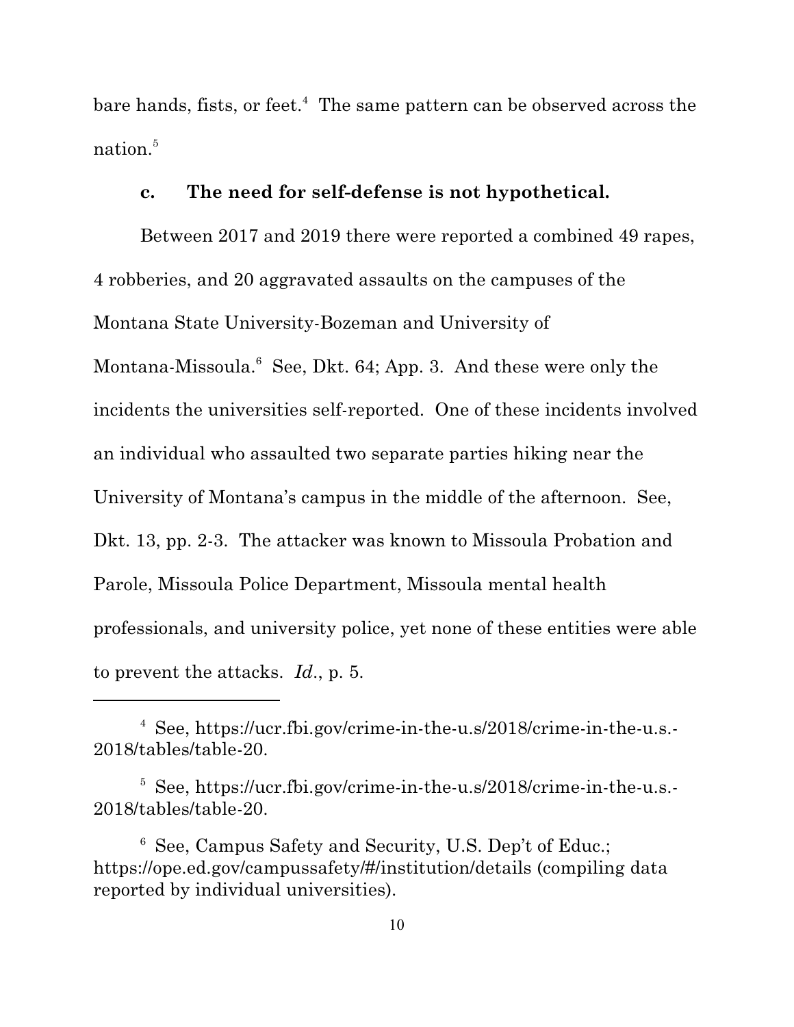bare hands, fists, or feet.[4] The same pattern can be observed across the nation.[5]

### c. The need for self-defense is not hypothetical.

Between 2017 and 2019 there were reported a combined 49 rapes, 4 robberies, and 20 aggravated assaults on the campuses of the Montana State University-Bozeman and University of Montana-Missoula.[6] See, Dkt. 64; App. 3. And these were only the incidents the universities self-reported. One of these incidents involved an individual who assaulted two separate parties hiking near the University of Montana's campus in the middle of the afternoon. See, Dkt. 13, pp. 2-3. The attacker was known to Missoula Probation and Parole, Missoula Police Department, Missoula mental health professionals, and university police, yet none of these entities were able to prevent the attacks. *Id.*, p. 5.

---

[4] See, https://ucr.fbi.gov/crime-in-the-u.s/2018/crime-in-the-u.s.-2018/tables/table-20.

[5] See, https://ucr.fbi.gov/crime-in-the-u.s/2018/crime-in-the-u.s.-2018/tables/table-20.

[6] See, Campus Safety and Security, U.S. Dep't of Educ.; https://ope.ed.gov/campussafety/#/institution/details (compiling data reported by individual universities).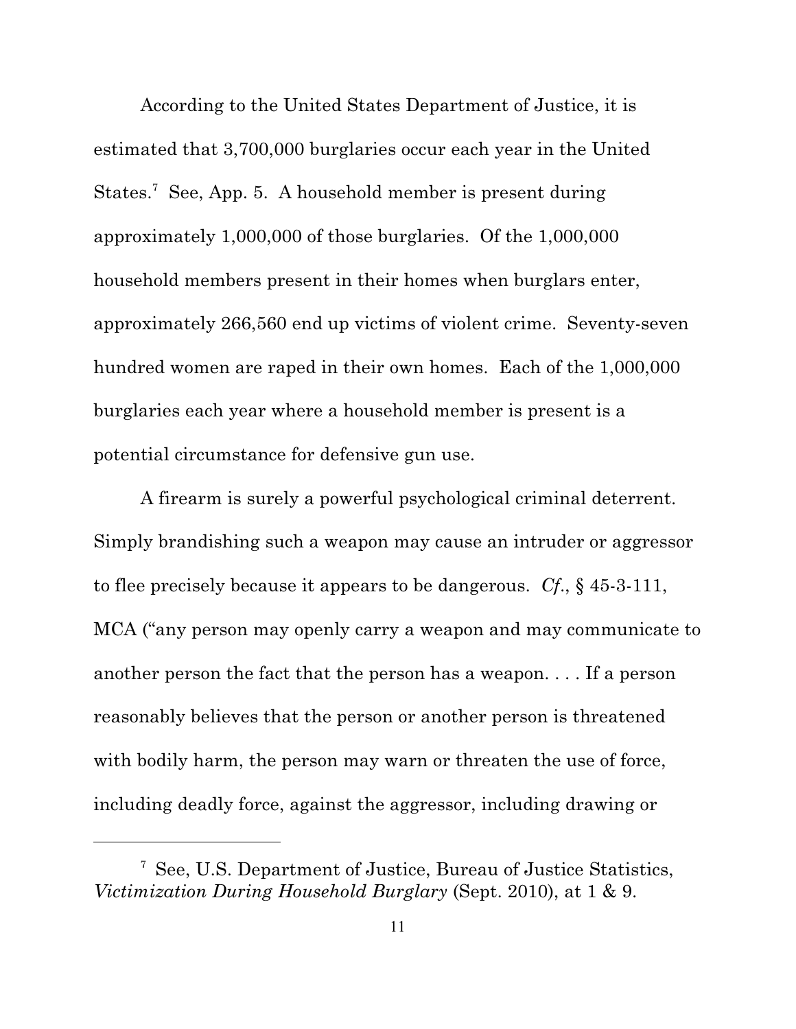According to the United States Department of Justice, it is estimated that 3,700,000 burglaries occur each year in the United States.[7] See, App. 5. A household member is present during approximately 1,000,000 of those burglaries. Of the 1,000,000 household members present in their homes when burglars enter, approximately 266,560 end up victims of violent crime. Seventy-seven hundred women are raped in their own homes. Each of the 1,000,000 burglaries each year where a household member is present is a potential circumstance for defensive gun use.

A firearm is surely a powerful psychological criminal deterrent. Simply brandishing such a weapon may cause an intruder or aggressor to flee precisely because it appears to be dangerous. *Cf.*, § 45-3-111, MCA ("any person may openly carry a weapon and may communicate to another person the fact that the person has a weapon. . . . If a person reasonably believes that the person or another person is threatened with bodily harm, the person may warn or threaten the use of force, including deadly force, against the aggressor, including drawing or

---

[7] See, U.S. Department of Justice, Bureau of Justice Statistics, *Victimization During Household Burglary* (Sept. 2010), at 1 & 9.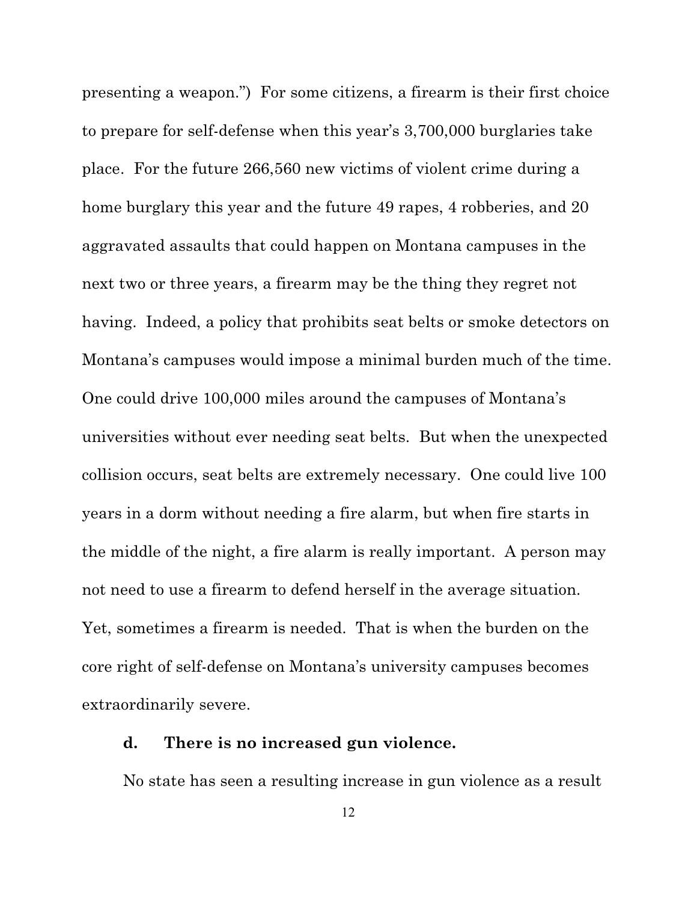presenting a weapon.") For some citizens, a firearm is their first choice to prepare for self-defense when this year's 3,700,000 burglaries take place. For the future 266,560 new victims of violent crime during a home burglary this year and the future 49 rapes, 4 robberies, and 20 aggravated assaults that could happen on Montana campuses in the next two or three years, a firearm may be the thing they regret not having. Indeed, a policy that prohibits seat belts or smoke detectors on Montana's campuses would impose a minimal burden much of the time. One could drive 100,000 miles around the campuses of Montana's universities without ever needing seat belts. But when the unexpected collision occurs, seat belts are extremely necessary. One could live 100 years in a dorm without needing a fire alarm, but when fire starts in the middle of the night, a fire alarm is really important. A person may not need to use a firearm to defend herself in the average situation. Yet, sometimes a firearm is needed. That is when the burden on the core right of self-defense on Montana's university campuses becomes extraordinarily severe.

**d. There is no increased gun violence.**

No state has seen a resulting increase in gun violence as a result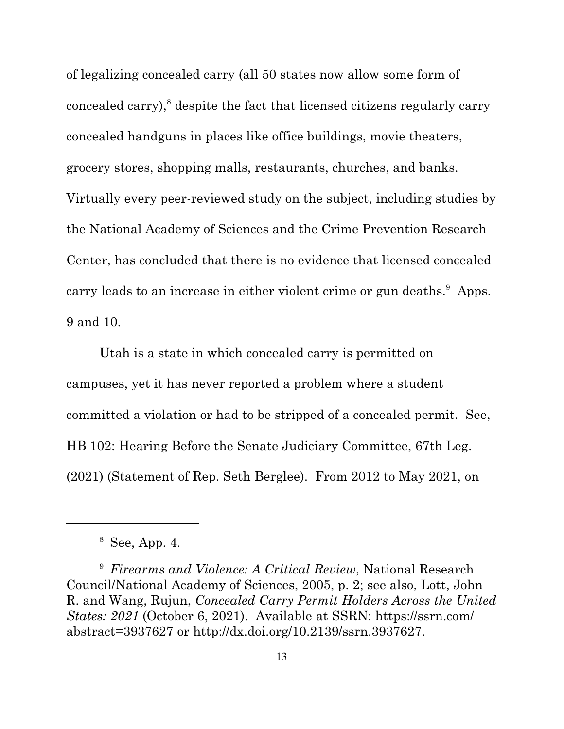of legalizing concealed carry (all 50 states now allow some form of concealed carry),[8] despite the fact that licensed citizens regularly carry concealed handguns in places like office buildings, movie theaters, grocery stores, shopping malls, restaurants, churches, and banks. Virtually every peer-reviewed study on the subject, including studies by the National Academy of Sciences and the Crime Prevention Research Center, has concluded that there is no evidence that licensed concealed carry leads to an increase in either violent crime or gun deaths.[9] Apps. 9 and 10.

Utah is a state in which concealed carry is permitted on campuses, yet it has never reported a problem where a student committed a violation or had to be stripped of a concealed permit. See, HB 102: Hearing Before the Senate Judiciary Committee, 67th Leg. (2021) (Statement of Rep. Seth Berglee). From 2012 to May 2021, on

---

[8] See, App. 4.

[9] *Firearms and Violence: A Critical Review*, National Research Council/National Academy of Sciences, 2005, p. 2; see also, Lott, John R. and Wang, Rujun, *Concealed Carry Permit Holders Across the United States: 2021* (October 6, 2021). Available at SSRN: https://ssrn.com/abstract=3937627 or http://dx.doi.org/10.2139/ssrn.3937627.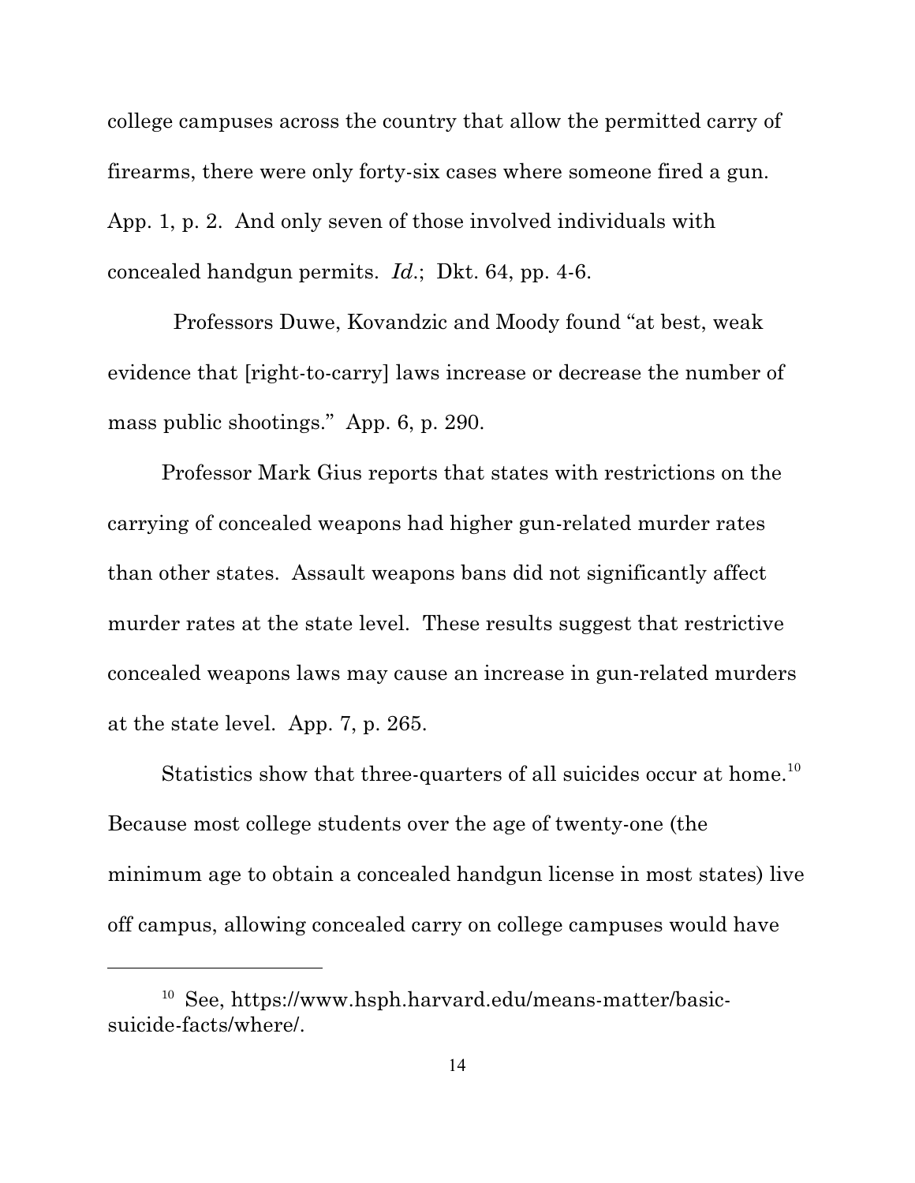college campuses across the country that allow the permitted carry of firearms, there were only forty-six cases where someone fired a gun. App. 1, p. 2. And only seven of those involved individuals with concealed handgun permits. *Id.*; Dkt. 64, pp. 4-6.

Professors Duwe, Kovandzic and Moody found "at best, weak evidence that [right-to-carry] laws increase or decrease the number of mass public shootings." App. 6, p. 290.

Professor Mark Gius reports that states with restrictions on the carrying of concealed weapons had higher gun-related murder rates than other states. Assault weapons bans did not significantly affect murder rates at the state level. These results suggest that restrictive concealed weapons laws may cause an increase in gun-related murders at the state level. App. 7, p. 265.

Statistics show that three-quarters of all suicides occur at home.[10] Because most college students over the age of twenty-one (the minimum age to obtain a concealed handgun license in most states) live off campus, allowing concealed carry on college campuses would have

---

[10] See, https://www.hsph.harvard.edu/means-matter/basic-suicide-facts/where/.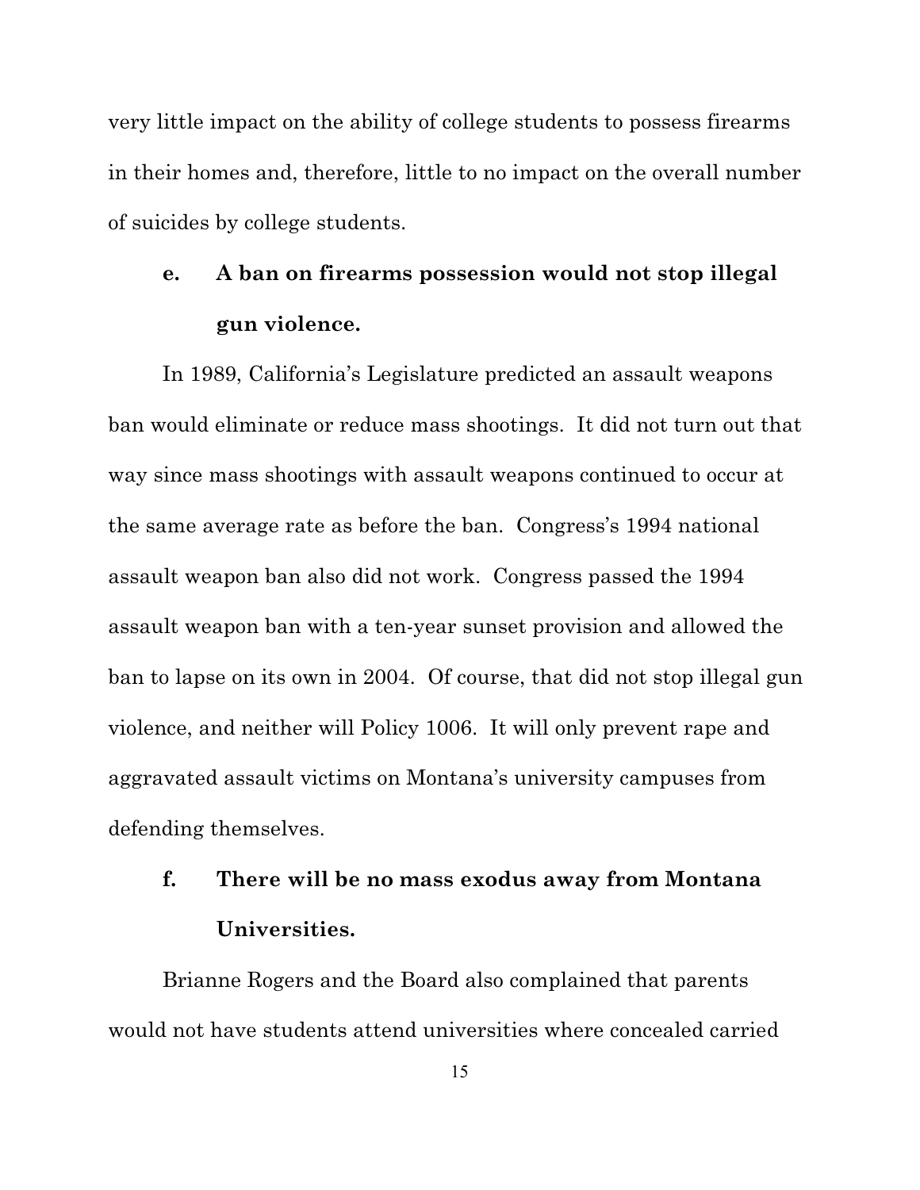very little impact on the ability of college students to possess firearms in their homes and, therefore, little to no impact on the overall number of suicides by college students.

### e. A ban on firearms possession would not stop illegal gun violence.

In 1989, California's Legislature predicted an assault weapons ban would eliminate or reduce mass shootings. It did not turn out that way since mass shootings with assault weapons continued to occur at the same average rate as before the ban. Congress's 1994 national assault weapon ban also did not work. Congress passed the 1994 assault weapon ban with a ten-year sunset provision and allowed the ban to lapse on its own in 2004. Of course, that did not stop illegal gun violence, and neither will Policy 1006. It will only prevent rape and aggravated assault victims on Montana's university campuses from defending themselves.

### f. There will be no mass exodus away from Montana Universities.

Brianne Rogers and the Board also complained that parents would not have students attend universities where concealed carried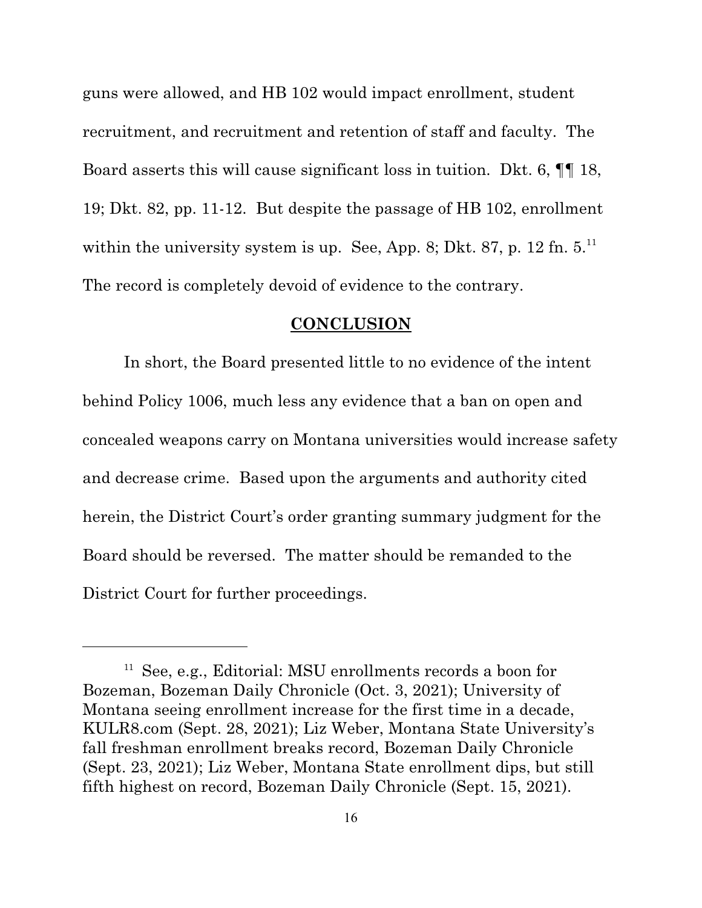guns were allowed, and HB 102 would impact enrollment, student recruitment, and recruitment and retention of staff and faculty. The Board asserts this will cause significant loss in tuition. Dkt. 6, ¶¶ 18, 19; Dkt. 82, pp. 11-12. But despite the passage of HB 102, enrollment within the university system is up. See, App. 8; Dkt. 87, p. 12 fn. 5.[11] The record is completely devoid of evidence to the contrary.

## CONCLUSION

In short, the Board presented little to no evidence of the intent behind Policy 1006, much less any evidence that a ban on open and concealed weapons carry on Montana universities would increase safety and decrease crime. Based upon the arguments and authority cited herein, the District Court's order granting summary judgment for the Board should be reversed. The matter should be remanded to the District Court for further proceedings.

---

[11] See, e.g., Editorial: MSU enrollments records a boon for Bozeman, Bozeman Daily Chronicle (Oct. 3, 2021); University of Montana seeing enrollment increase for the first time in a decade, KULR8.com (Sept. 28, 2021); Liz Weber, Montana State University's fall freshman enrollment breaks record, Bozeman Daily Chronicle (Sept. 23, 2021); Liz Weber, Montana State enrollment dips, but still fifth highest on record, Bozeman Daily Chronicle (Sept. 15, 2021).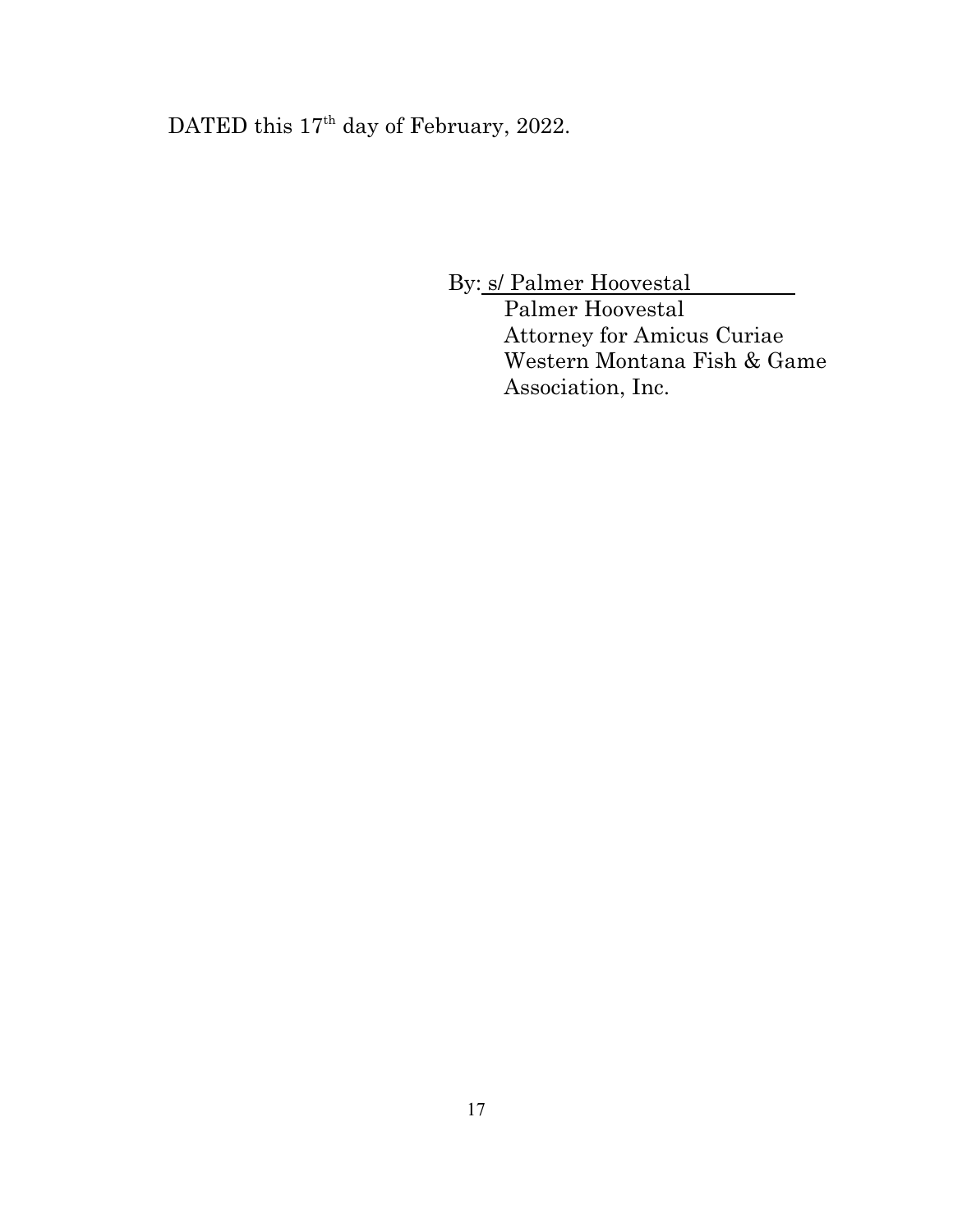DATED this 17th day of February, 2022.

By: s/ Palmer Hoovestal
Palmer Hoovestal
Attorney for Amicus Curiae
Western Montana Fish & Game
Association, Inc.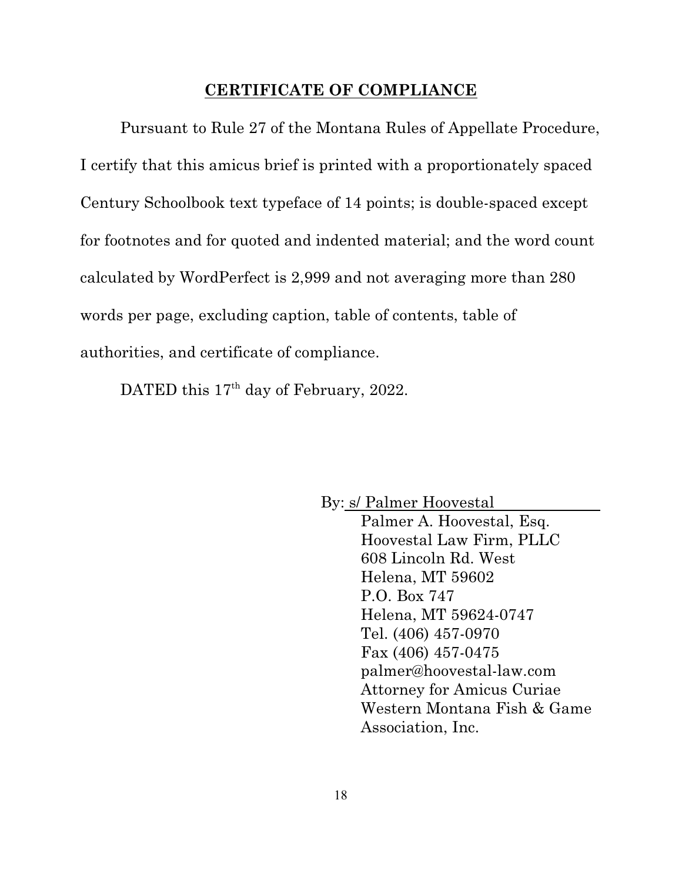## **CERTIFICATE OF COMPLIANCE**

Pursuant to Rule 27 of the Montana Rules of Appellate Procedure, I certify that this amicus brief is printed with a proportionately spaced Century Schoolbook text typeface of 14 points; is double-spaced except for footnotes and for quoted and indented material; and the word count calculated by WordPerfect is 2,999 and not averaging more than 280 words per page, excluding caption, table of contents, table of authorities, and certificate of compliance.

DATED this 17th day of February, 2022.

By: s/ Palmer Hoovestal
Palmer A. Hoovestal, Esq.
Hoovestal Law Firm, PLLC
608 Lincoln Rd. West
Helena, MT 59602
P.O. Box 747
Helena, MT 59624-0747
Tel. (406) 457-0970
Fax (406) 457-0475
palmer@hoovestal-law.com
Attorney for Amicus Curiae
Western Montana Fish & Game
Association, Inc.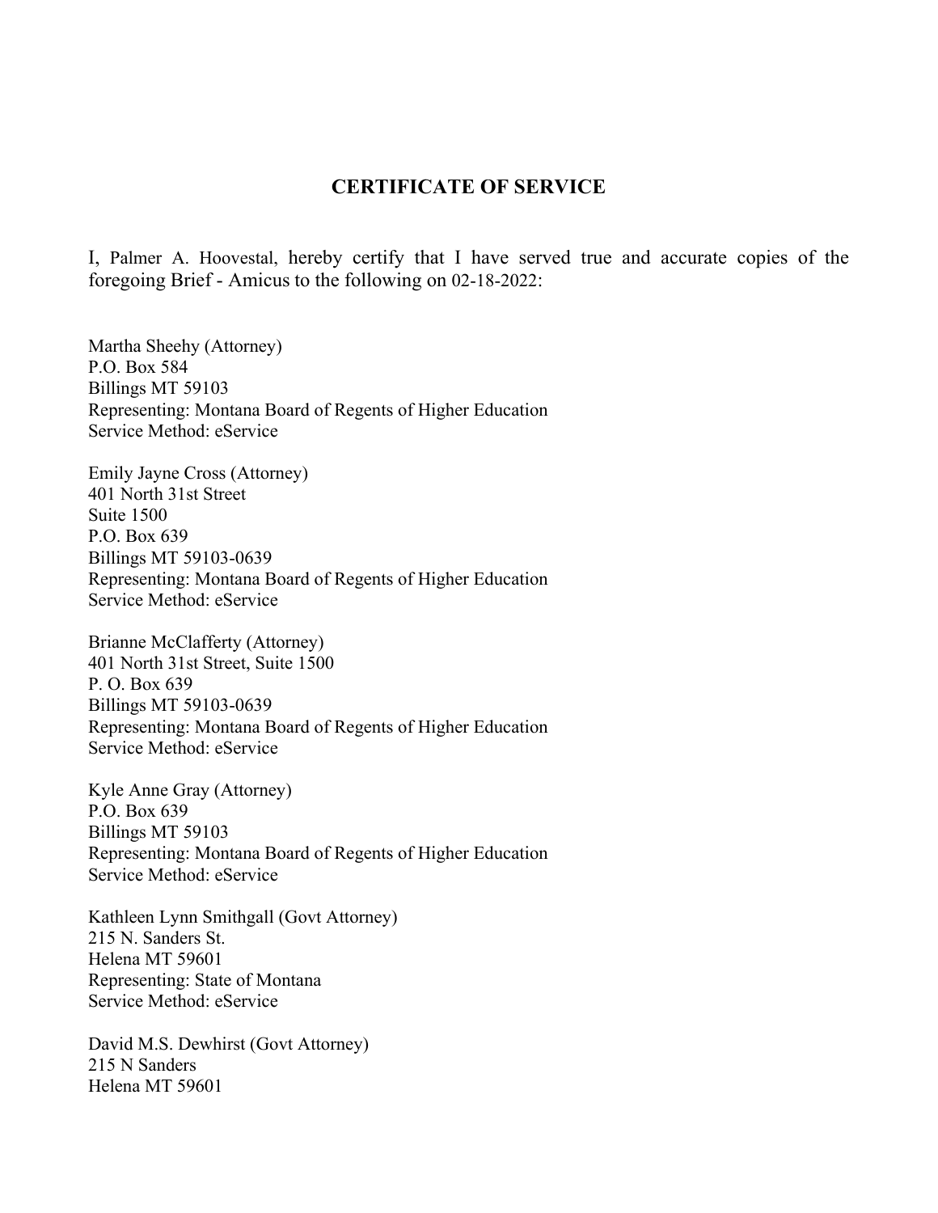## CERTIFICATE OF SERVICE

I, Palmer A. Hoovestal, hereby certify that I have served true and accurate copies of the foregoing Brief - Amicus to the following on 02-18-2022:

Martha Sheehy (Attorney)
P.O. Box 584
Billings MT 59103
Representing: Montana Board of Regents of Higher Education
Service Method: eService

Emily Jayne Cross (Attorney)
401 North 31st Street
Suite 1500
P.O. Box 639
Billings MT 59103-0639
Representing: Montana Board of Regents of Higher Education
Service Method: eService

Brianne McClafferty (Attorney)
401 North 31st Street, Suite 1500
P. O. Box 639
Billings MT 59103-0639
Representing: Montana Board of Regents of Higher Education
Service Method: eService

Kyle Anne Gray (Attorney)
P.O. Box 639
Billings MT 59103
Representing: Montana Board of Regents of Higher Education
Service Method: eService

Kathleen Lynn Smithgall (Govt Attorney)
215 N. Sanders St.
Helena MT 59601
Representing: State of Montana
Service Method: eService

David M.S. Dewhirst (Govt Attorney)
215 N Sanders
Helena MT 59601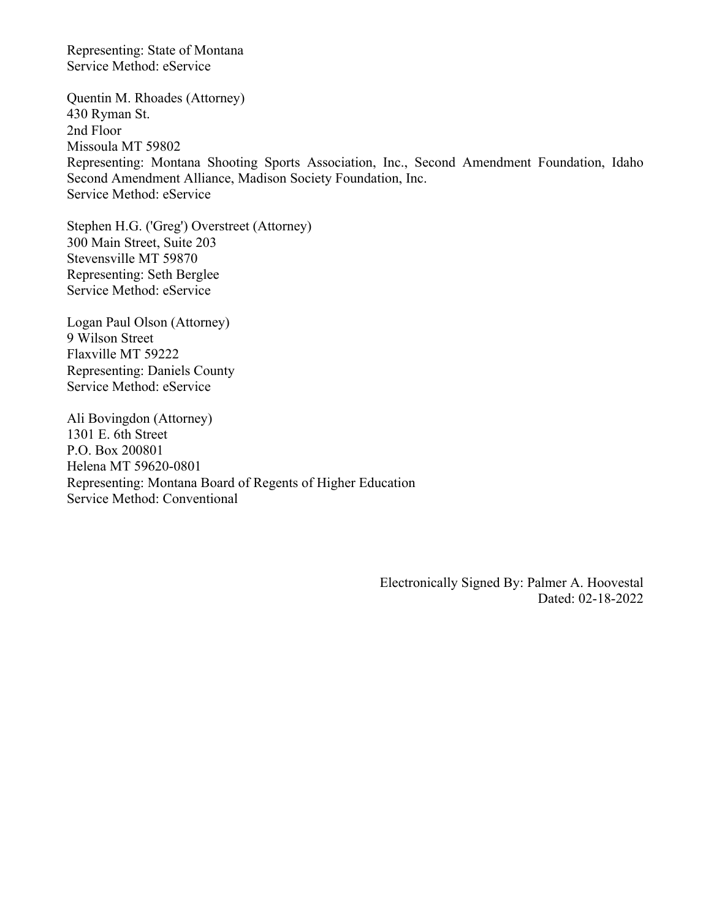Representing: State of Montana
Service Method: eService

Quentin M. Rhoades (Attorney)
430 Ryman St.
2nd Floor
Missoula MT 59802
Representing: Montana Shooting Sports Association, Inc., Second Amendment Foundation, Idaho Second Amendment Alliance, Madison Society Foundation, Inc.
Service Method: eService

Stephen H.G. ('Greg') Overstreet (Attorney)
300 Main Street, Suite 203
Stevensville MT 59870
Representing: Seth Berglee
Service Method: eService

Logan Paul Olson (Attorney)
9 Wilson Street
Flaxville MT 59222
Representing: Daniels County
Service Method: eService

Ali Bovingdon (Attorney)
1301 E. 6th Street
P.O. Box 200801
Helena MT 59620-0801
Representing: Montana Board of Regents of Higher Education
Service Method: Conventional

Electronically Signed By: Palmer A. Hoovestal
Dated: 02-18-2022